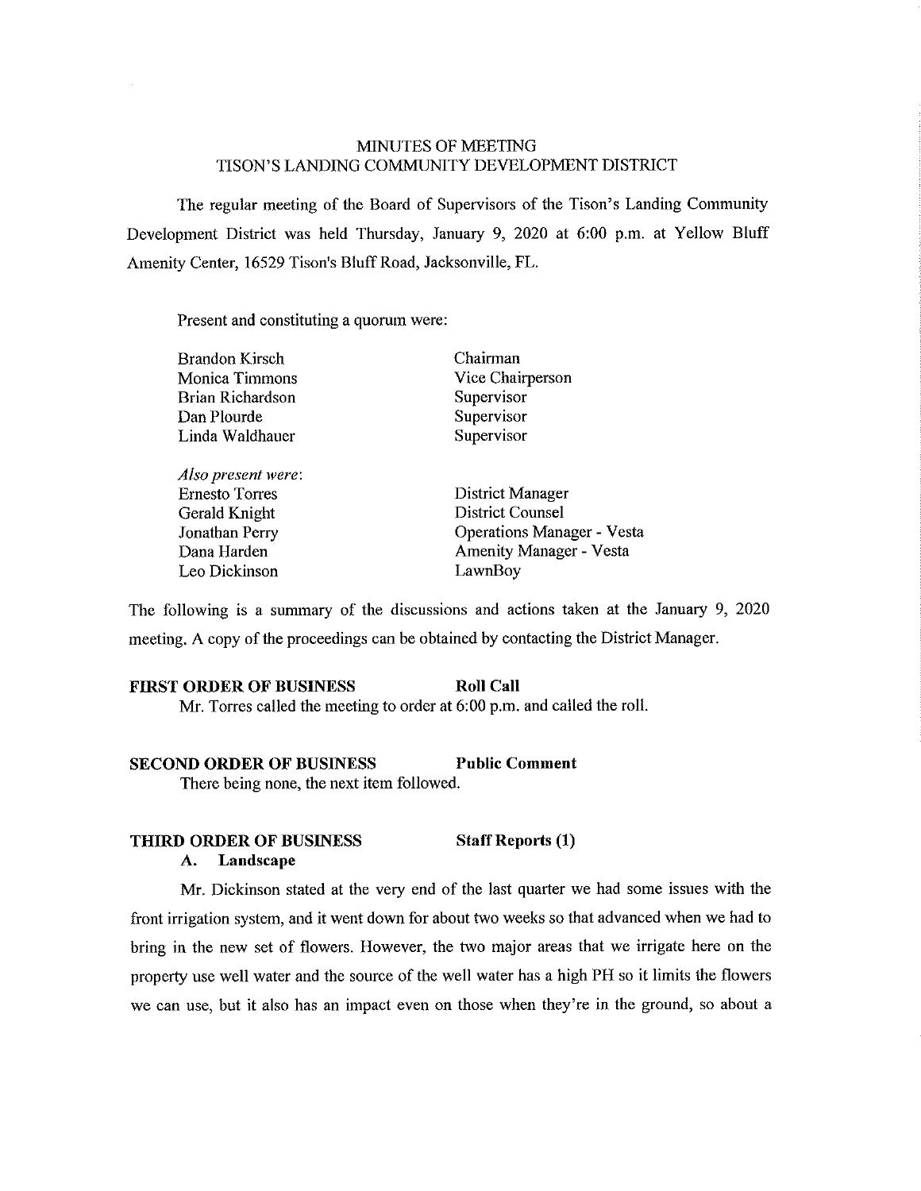# MINUTES OF MEETING
# TISON'S LANDING COMMUNITY DEVELOPMENT DISTRICT

The regular meeting of the Board of Supervisors of the Tison's Landing Community Development District was held Thursday, January 9, 2020 at 6:00 p.m. at Yellow Bluff Amenity Center, 16529 Tison's Bluff Road, Jacksonville, FL.

Present and constituting a quorum were:

| | |
|---|---|
| Brandon Kirsch | Chairman |
| Monica Timmons | Vice Chairperson |
| Brian Richardson | Supervisor |
| Dan Plourde | Supervisor |
| Linda Waldhauer | Supervisor |

| | |
|---|---|
| *Also present were*: | |
| Ernesto Torres | District Manager |
| Gerald Knight | District Counsel |
| Jonathan Perry | Operations Manager - Vesta |
| Dana Harden | Amenity Manager - Vesta |
| Leo Dickinson | LawnBoy |

The following is a summary of the discussions and actions taken at the January 9, 2020 meeting. A copy of the proceedings can be obtained by contacting the District Manager.

**FIRST ORDER OF BUSINESS** **Roll Call**

Mr. Torres called the meeting to order at 6:00 p.m. and called the roll.

**SECOND ORDER OF BUSINESS** **Public Comment**

There being none, the next item followed.

**THIRD ORDER OF BUSINESS** **Staff Reports (1)**

**A. Landscape**

Mr. Dickinson stated at the very end of the last quarter we had some issues with the front irrigation system, and it went down for about two weeks so that advanced when we had to bring in the new set of flowers. However, the two major areas that we irrigate here on the property use well water and the source of the well water has a high PH so it limits the flowers we can use, but it also has an impact even on those when they're in the ground, so about a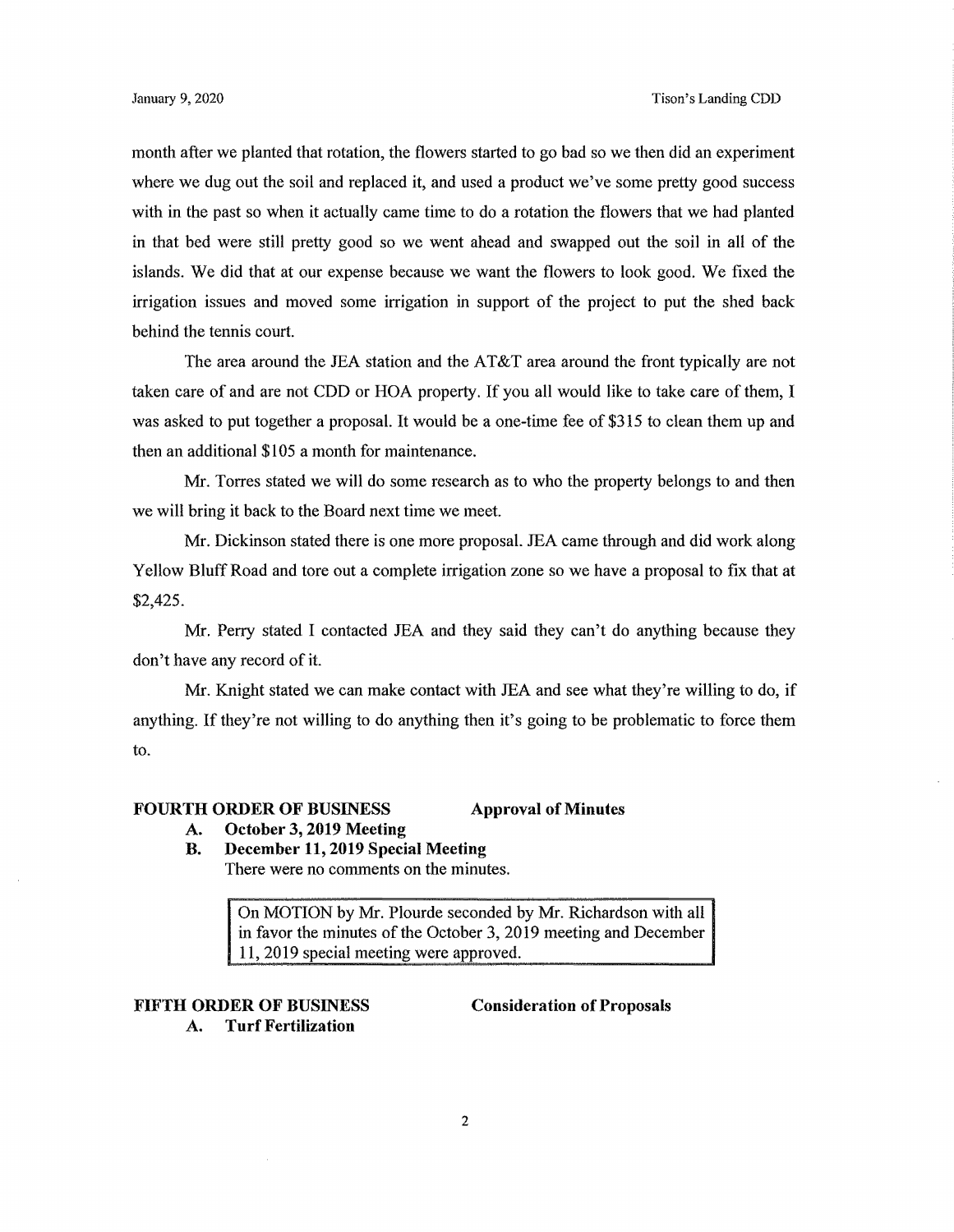month after we planted that rotation, the flowers started to go bad so we then did an experiment where we dug out the soil and replaced it, and used a product we've some pretty good success with in the past so when it actually came time to do a rotation the flowers that we had planted in that bed were still pretty good so we went ahead and swapped out the soil in all of the islands. We did that at our expense because we want the flowers to look good. We fixed the irrigation issues and moved some irrigation in support of the project to put the shed back behind the tennis court.

The area around the JEA station and the AT&T area around the front typically are not taken care of and are not CDD or HOA property. If you all would like to take care of them, I was asked to put together a proposal. It would be a one-time fee of $315 to clean them up and then an additional $105 a month for maintenance.

Mr. Torres stated we will do some research as to who the property belongs to and then we will bring it back to the Board next time we meet.

Mr. Dickinson stated there is one more proposal. JEA came through and did work along Yellow Bluff Road and tore out a complete irrigation zone so we have a proposal to fix that at $2,425.

Mr. Perry stated I contacted JEA and they said they can't do anything because they don't have any record of it.

Mr. Knight stated we can make contact with JEA and see what they're willing to do, if anything. If they're not willing to do anything then it's going to be problematic to force them to.

**FOURTH ORDER OF BUSINESS** **Approval of Minutes**

**A. October 3, 2019 Meeting**

**B. December 11, 2019 Special Meeting**

There were no comments on the minutes.

> On MOTION by Mr. Plourde seconded by Mr. Richardson with all in favor the minutes of the October 3, 2019 meeting and December 11, 2019 special meeting were approved.

**FIFTH ORDER OF BUSINESS** **Consideration of Proposals**

**A. Turf Fertilization**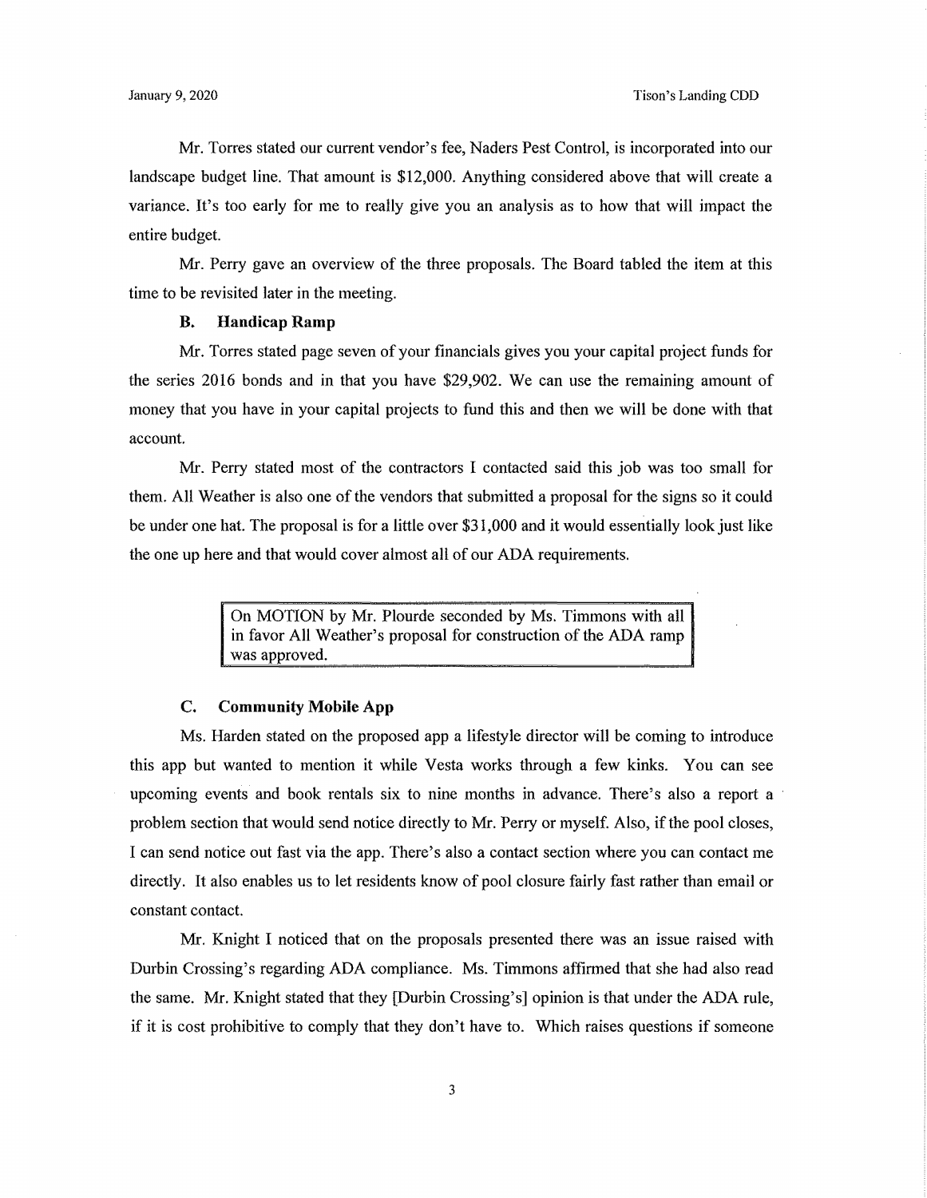Mr. Torres stated our current vendor's fee, Naders Pest Control, is incorporated into our landscape budget line. That amount is $12,000. Anything considered above that will create a variance. It's too early for me to really give you an analysis as to how that will impact the entire budget.

Mr. Perry gave an overview of the three proposals. The Board tabled the item at this time to be revisited later in the meeting.

### B. Handicap Ramp

Mr. Torres stated page seven of your financials gives you your capital project funds for the series 2016 bonds and in that you have $29,902. We can use the remaining amount of money that you have in your capital projects to fund this and then we will be done with that account.

Mr. Perry stated most of the contractors I contacted said this job was too small for them. All Weather is also one of the vendors that submitted a proposal for the signs so it could be under one hat. The proposal is for a little over $31,000 and it would essentially look just like the one up here and that would cover almost all of our ADA requirements.

> On MOTION by Mr. Plourde seconded by Ms. Timmons with all in favor All Weather's proposal for construction of the ADA ramp was approved.

### C. Community Mobile App

Ms. Harden stated on the proposed app a lifestyle director will be coming to introduce this app but wanted to mention it while Vesta works through a few kinks. You can see upcoming events and book rentals six to nine months in advance. There's also a report a problem section that would send notice directly to Mr. Perry or myself. Also, if the pool closes, I can send notice out fast via the app. There's also a contact section where you can contact me directly. It also enables us to let residents know of pool closure fairly fast rather than email or constant contact.

Mr. Knight I noticed that on the proposals presented there was an issue raised with Durbin Crossing's regarding ADA compliance. Ms. Timmons affirmed that she had also read the same. Mr. Knight stated that they [Durbin Crossing's] opinion is that under the ADA rule, if it is cost prohibitive to comply that they don't have to. Which raises questions if someone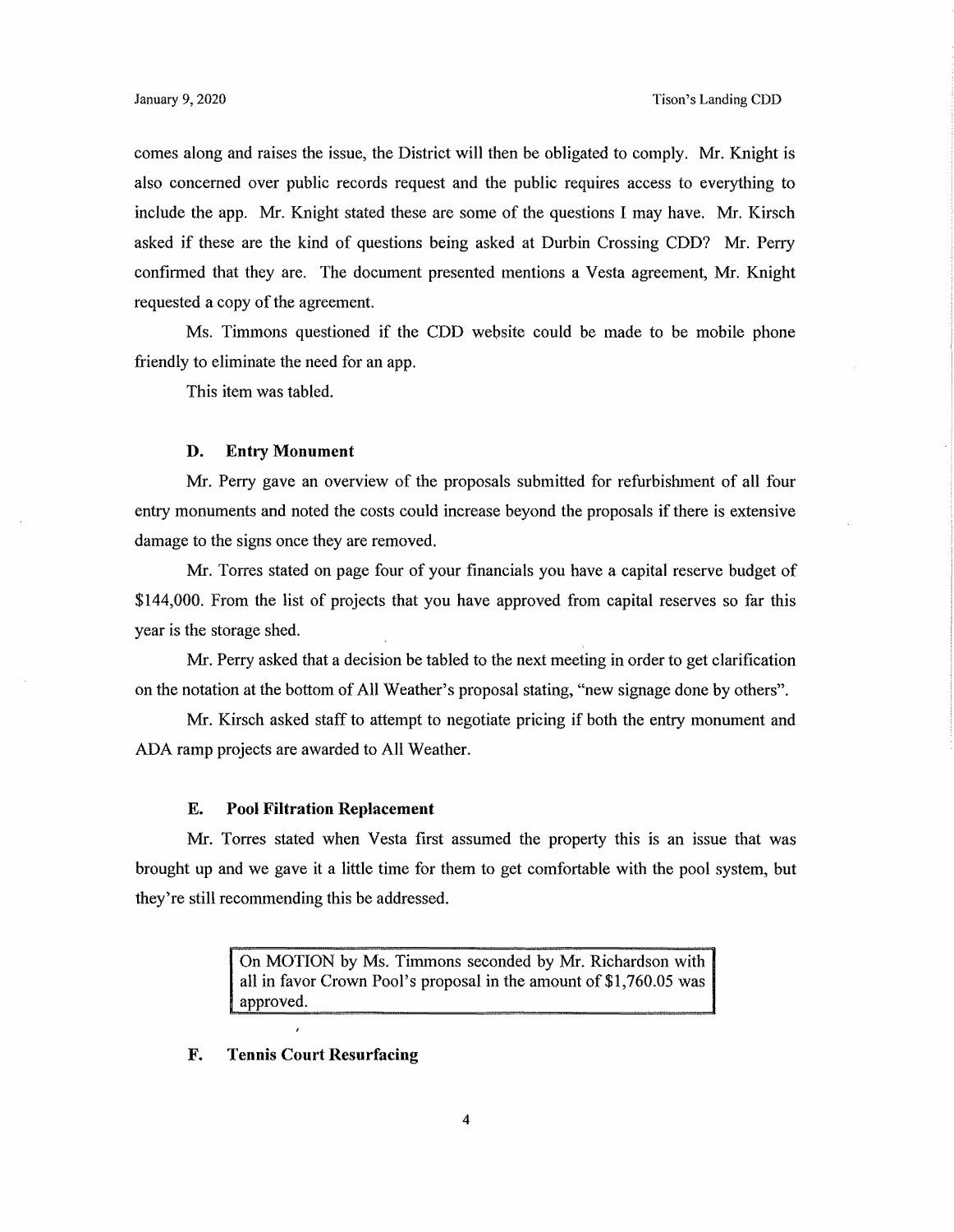comes along and raises the issue, the District will then be obligated to comply. Mr. Knight is also concerned over public records request and the public requires access to everything to include the app. Mr. Knight stated these are some of the questions I may have. Mr. Kirsch asked if these are the kind of questions being asked at Durbin Crossing CDD? Mr. Perry confirmed that they are. The document presented mentions a Vesta agreement, Mr. Knight requested a copy of the agreement.

Ms. Timmons questioned if the CDD website could be made to be mobile phone friendly to eliminate the need for an app.

This item was tabled.

**D. Entry Monument**

Mr. Perry gave an overview of the proposals submitted for refurbishment of all four entry monuments and noted the costs could increase beyond the proposals if there is extensive damage to the signs once they are removed.

Mr. Torres stated on page four of your financials you have a capital reserve budget of $144,000. From the list of projects that you have approved from capital reserves so far this year is the storage shed.

Mr. Perry asked that a decision be tabled to the next meeting in order to get clarification on the notation at the bottom of All Weather's proposal stating, "new signage done by others".

Mr. Kirsch asked staff to attempt to negotiate pricing if both the entry monument and ADA ramp projects are awarded to All Weather.

**E. Pool Filtration Replacement**

Mr. Torres stated when Vesta first assumed the property this is an issue that was brought up and we gave it a little time for them to get comfortable with the pool system, but they're still recommending this be addressed.

> On MOTION by Ms. Timmons seconded by Mr. Richardson with all in favor Crown Pool's proposal in the amount of $1,760.05 was approved.

**F. Tennis Court Resurfacing**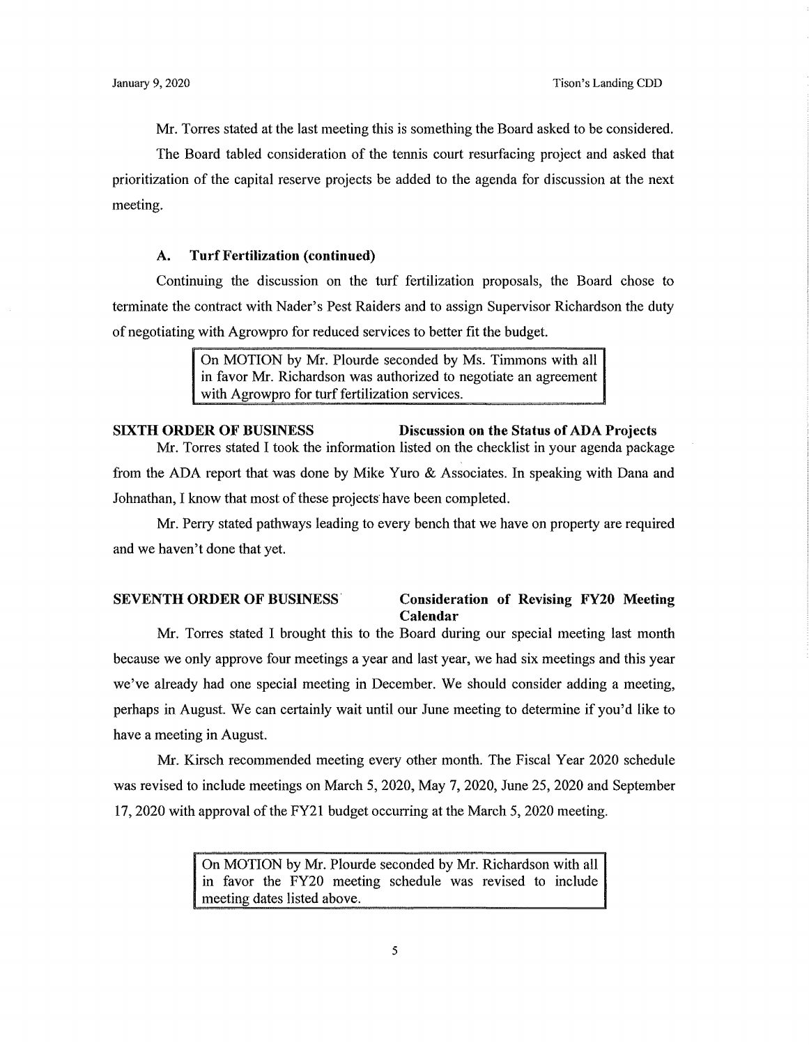Mr. Torres stated at the last meeting this is something the Board asked to be considered.

The Board tabled consideration of the tennis court resurfacing project and asked that prioritization of the capital reserve projects be added to the agenda for discussion at the next meeting.

### A. Turf Fertilization (continued)

Continuing the discussion on the turf fertilization proposals, the Board chose to terminate the contract with Nader's Pest Raiders and to assign Supervisor Richardson the duty of negotiating with Agrowpro for reduced services to better fit the budget.

> On MOTION by Mr. Plourde seconded by Ms. Timmons with all in favor Mr. Richardson was authorized to negotiate an agreement with Agrowpro for turf fertilization services.

## SIXTH ORDER OF BUSINESS — Discussion on the Status of ADA Projects

Mr. Torres stated I took the information listed on the checklist in your agenda package from the ADA report that was done by Mike Yuro & Associates. In speaking with Dana and Johnathan, I know that most of these projects have been completed.

Mr. Perry stated pathways leading to every bench that we have on property are required and we haven't done that yet.

## SEVENTH ORDER OF BUSINESS — Consideration of Revising FY20 Meeting Calendar

Mr. Torres stated I brought this to the Board during our special meeting last month because we only approve four meetings a year and last year, we had six meetings and this year we've already had one special meeting in December. We should consider adding a meeting, perhaps in August. We can certainly wait until our June meeting to determine if you'd like to have a meeting in August.

Mr. Kirsch recommended meeting every other month. The Fiscal Year 2020 schedule was revised to include meetings on March 5, 2020, May 7, 2020, June 25, 2020 and September 17, 2020 with approval of the FY21 budget occurring at the March 5, 2020 meeting.

> On MOTION by Mr. Plourde seconded by Mr. Richardson with all in favor the FY20 meeting schedule was revised to include meeting dates listed above.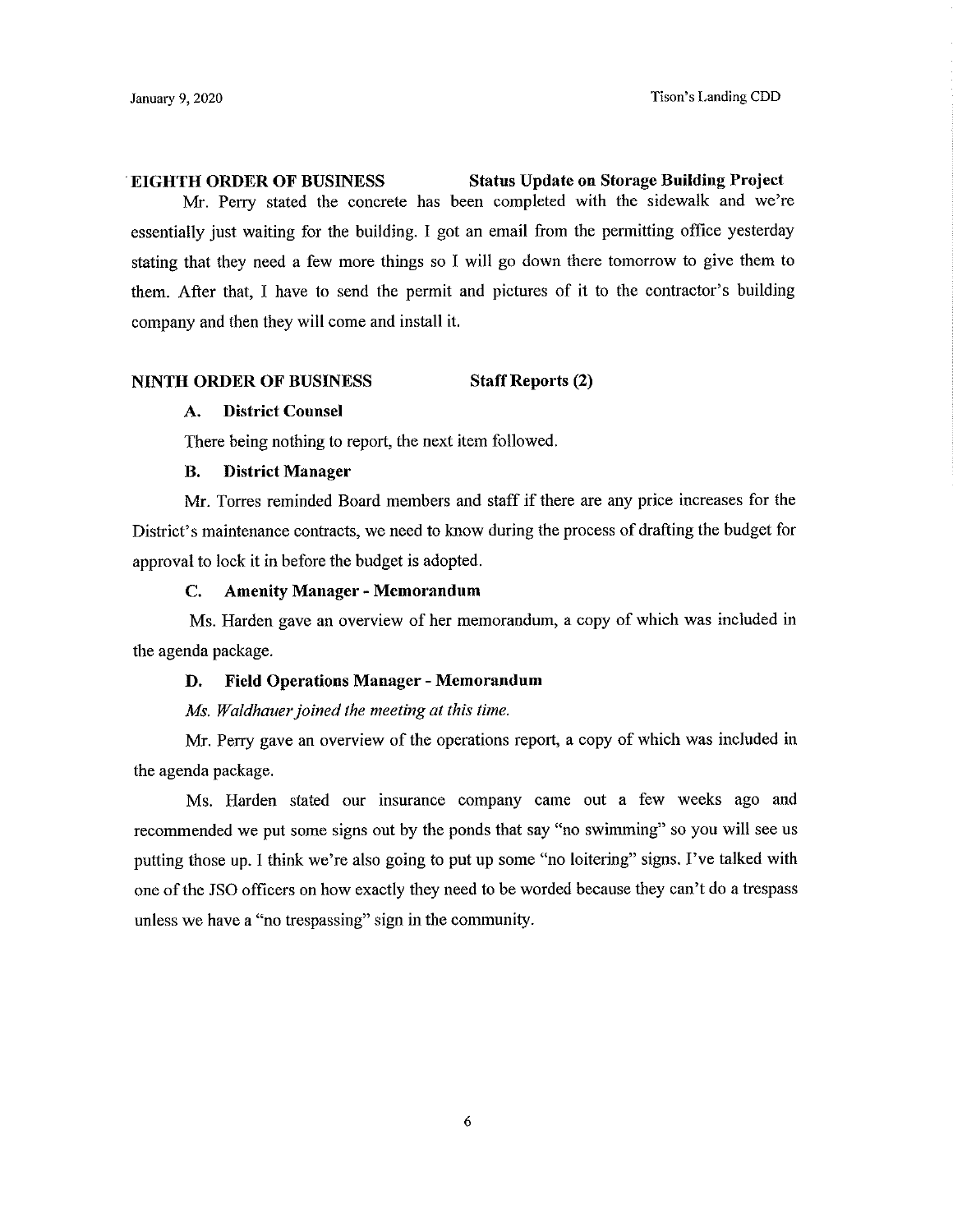**EIGHTH ORDER OF BUSINESS** **Status Update on Storage Building Project**

Mr. Perry stated the concrete has been completed with the sidewalk and we're essentially just waiting for the building. I got an email from the permitting office yesterday stating that they need a few more things so I will go down there tomorrow to give them to them. After that, I have to send the permit and pictures of it to the contractor's building company and then they will come and install it.

**NINTH ORDER OF BUSINESS** **Staff Reports (2)**

**A. District Counsel**

There being nothing to report, the next item followed.

**B. District Manager**

Mr. Torres reminded Board members and staff if there are any price increases for the District's maintenance contracts, we need to know during the process of drafting the budget for approval to lock it in before the budget is adopted.

**C. Amenity Manager - Memorandum**

Ms. Harden gave an overview of her memorandum, a copy of which was included in the agenda package.

**D. Field Operations Manager - Memorandum**

*Ms. Waldhauer joined the meeting at this time.*

Mr. Perry gave an overview of the operations report, a copy of which was included in the agenda package.

Ms. Harden stated our insurance company came out a few weeks ago and recommended we put some signs out by the ponds that say "no swimming" so you will see us putting those up. I think we're also going to put up some "no loitering" signs. I've talked with one of the JSO officers on how exactly they need to be worded because they can't do a trespass unless we have a "no trespassing" sign in the community.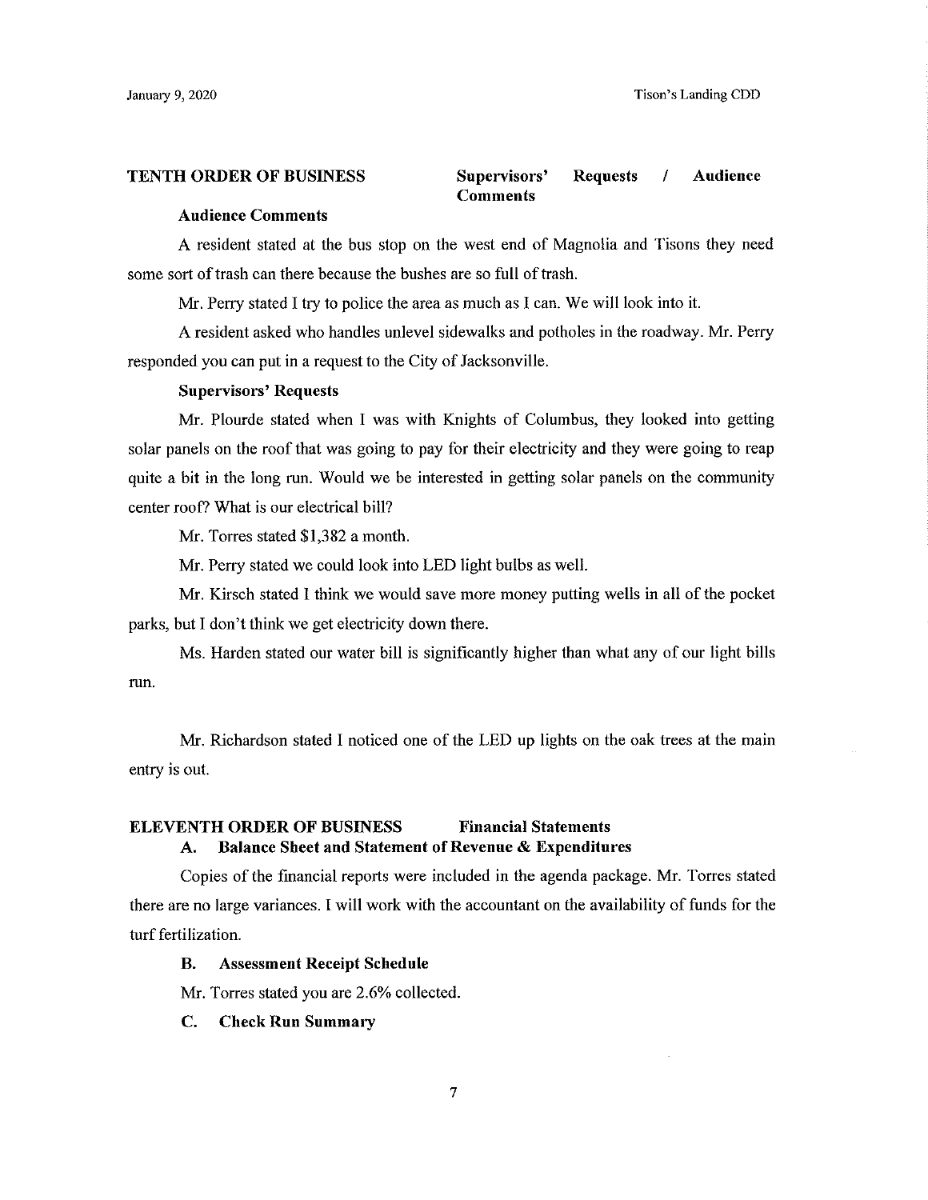**TENTH ORDER OF BUSINESS** **Supervisors' Requests / Audience Comments**

**Audience Comments**

A resident stated at the bus stop on the west end of Magnolia and Tisons they need some sort of trash can there because the bushes are so full of trash.

Mr. Perry stated I try to police the area as much as I can. We will look into it.

A resident asked who handles unlevel sidewalks and potholes in the roadway. Mr. Perry responded you can put in a request to the City of Jacksonville.

**Supervisors' Requests**

Mr. Plourde stated when I was with Knights of Columbus, they looked into getting solar panels on the roof that was going to pay for their electricity and they were going to reap quite a bit in the long run. Would we be interested in getting solar panels on the community center roof? What is our electrical bill?

Mr. Torres stated $1,382 a month.

Mr. Perry stated we could look into LED light bulbs as well.

Mr. Kirsch stated I think we would save more money putting wells in all of the pocket parks, but I don't think we get electricity down there.

Ms. Harden stated our water bill is significantly higher than what any of our light bills run.

Mr. Richardson stated I noticed one of the LED up lights on the oak trees at the main entry is out.

**ELEVENTH ORDER OF BUSINESS** **Financial Statements**

**A. Balance Sheet and Statement of Revenue & Expenditures**

Copies of the financial reports were included in the agenda package. Mr. Torres stated there are no large variances. I will work with the accountant on the availability of funds for the turf fertilization.

**B. Assessment Receipt Schedule**

Mr. Torres stated you are 2.6% collected.

**C. Check Run Summary**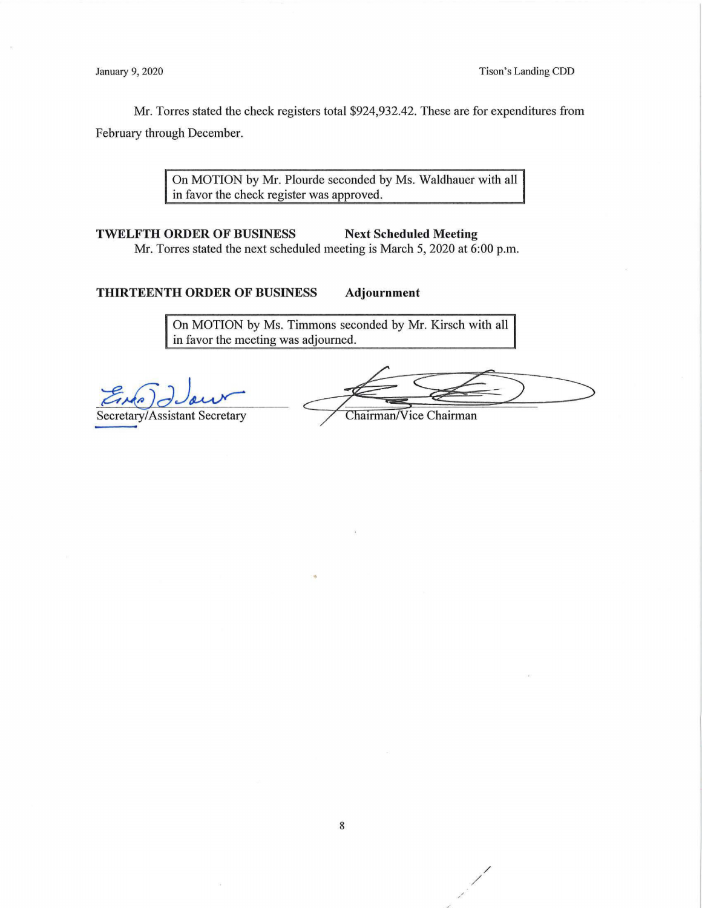Mr. Torres stated the check registers total $924,932.42. These are for expenditures from February through December.

> On MOTION by Mr. Plourde seconded by Ms. Waldhauer with all in favor the check register was approved.

**TWELFTH ORDER OF BUSINESS** **Next Scheduled Meeting**

Mr. Torres stated the next scheduled meeting is March 5, 2020 at 6:00 p.m.

**THIRTEENTH ORDER OF BUSINESS** **Adjournment**

> On MOTION by Ms. Timmons seconded by Mr. Kirsch with all in favor the meeting was adjourned.

| | |
|---|---|
| Secretary/Assistant Secretary | Chairman/Vice Chairman |